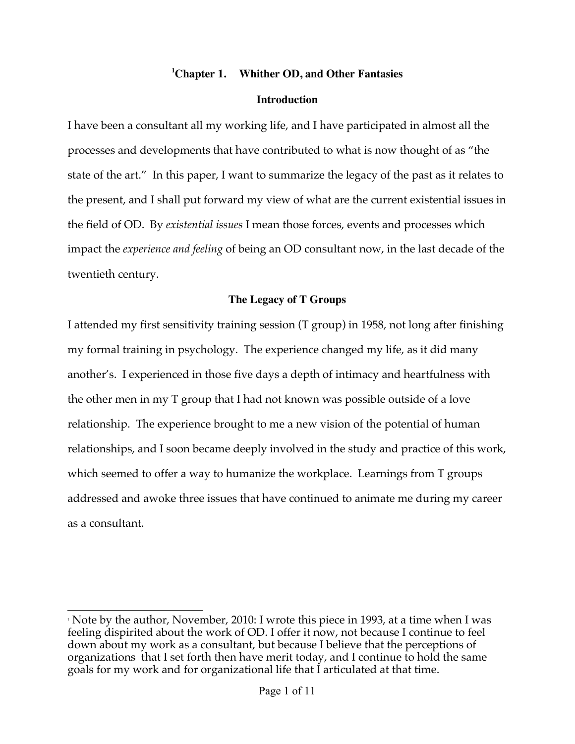# [1]Chapter 1. Whither OD, and Other Fantasies

## Introduction

I have been a consultant all my working life, and I have participated in almost all the processes and developments that have contributed to what is now thought of as "the state of the art." In this paper, I want to summarize the legacy of the past as it relates to the present, and I shall put forward my view of what are the current existential issues in the field of OD. By *existential issues* I mean those forces, events and processes which impact the *experience and feeling* of being an OD consultant now, in the last decade of the twentieth century.

## The Legacy of T Groups

I attended my first sensitivity training session (T group) in 1958, not long after finishing my formal training in psychology. The experience changed my life, as it did many another's. I experienced in those five days a depth of intimacy and heartfulness with the other men in my T group that I had not known was possible outside of a love relationship. The experience brought to me a new vision of the potential of human relationships, and I soon became deeply involved in the study and practice of this work, which seemed to offer a way to humanize the workplace. Learnings from T groups addressed and awoke three issues that have continued to animate me during my career as a consultant.

---

[1] Note by the author, November, 2010: I wrote this piece in 1993, at a time when I was feeling dispirited about the work of OD. I offer it now, not because I continue to feel down about my work as a consultant, but because I believe that the perceptions of organizations that I set forth then have merit today, and I continue to hold the same goals for my work and for organizational life that I articulated at that time.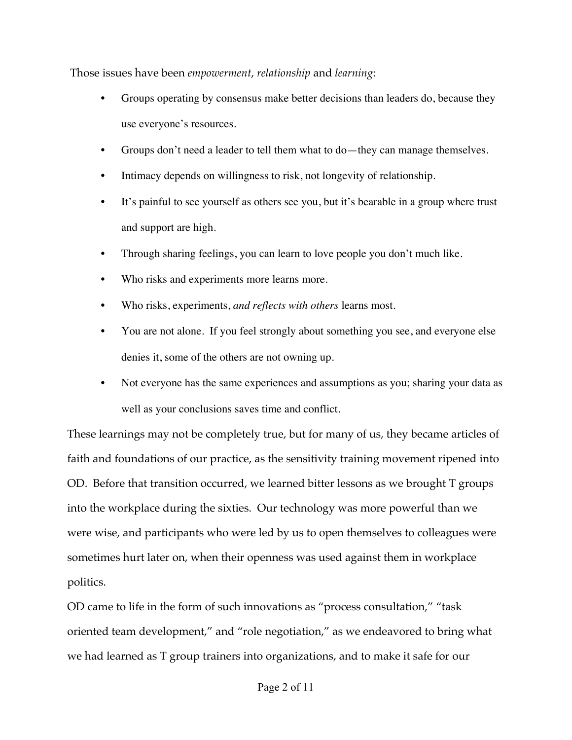Those issues have been *empowerment*, *relationship* and *learning*:

- Groups operating by consensus make better decisions than leaders do, because they use everyone's resources.
- Groups don't need a leader to tell them what to do—they can manage themselves.
- Intimacy depends on willingness to risk, not longevity of relationship.
- It's painful to see yourself as others see you, but it's bearable in a group where trust and support are high.
- Through sharing feelings, you can learn to love people you don't much like.
- Who risks and experiments more learns more.
- Who risks, experiments, *and reflects with others* learns most.
- You are not alone. If you feel strongly about something you see, and everyone else denies it, some of the others are not owning up.
- Not everyone has the same experiences and assumptions as you; sharing your data as well as your conclusions saves time and conflict.

These learnings may not be completely true, but for many of us, they became articles of faith and foundations of our practice, as the sensitivity training movement ripened into OD. Before that transition occurred, we learned bitter lessons as we brought T groups into the workplace during the sixties. Our technology was more powerful than we were wise, and participants who were led by us to open themselves to colleagues were sometimes hurt later on, when their openness was used against them in workplace politics.

OD came to life in the form of such innovations as "process consultation," "task oriented team development," and "role negotiation," as we endeavored to bring what we had learned as T group trainers into organizations, and to make it safe for our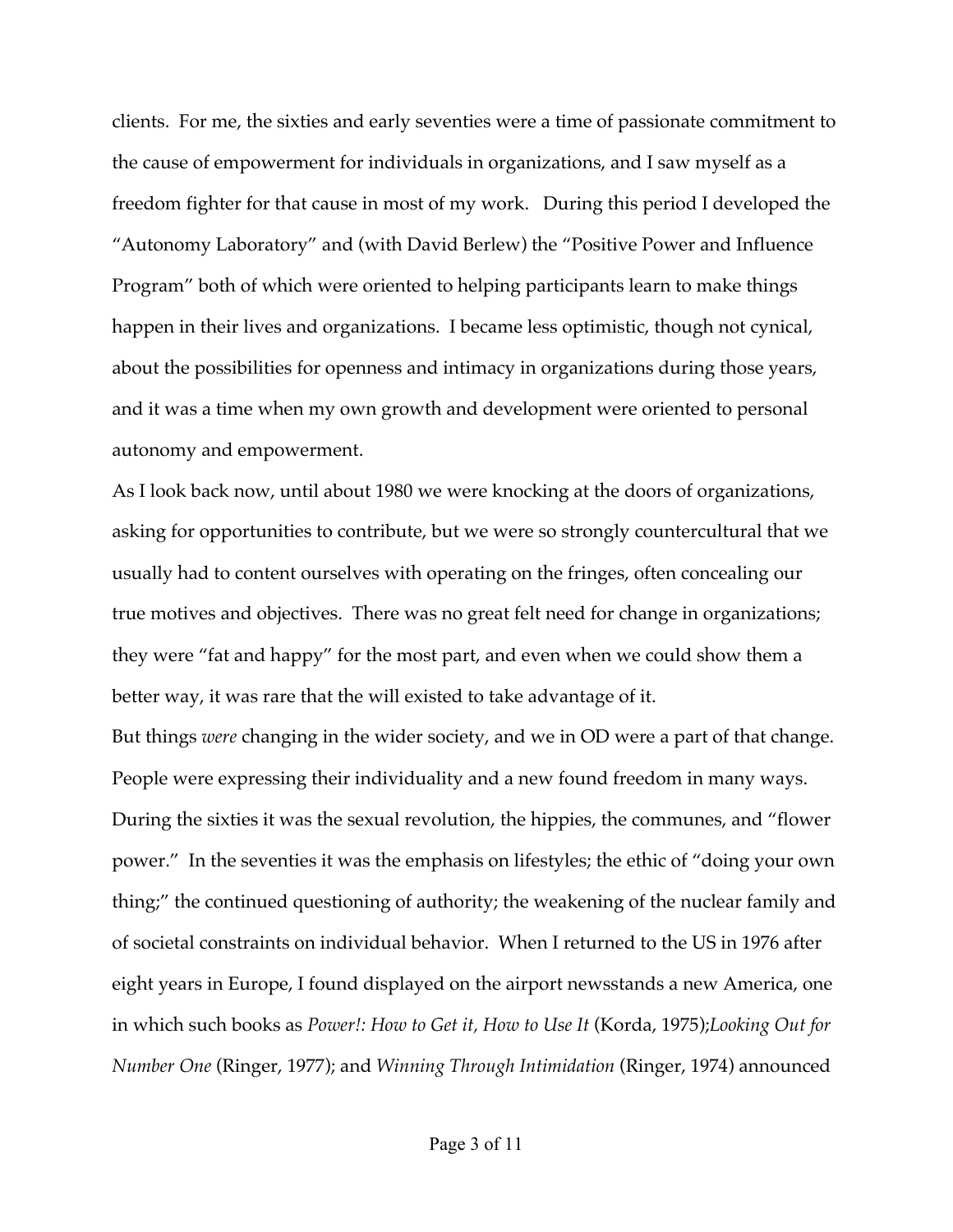clients. For me, the sixties and early seventies were a time of passionate commitment to the cause of empowerment for individuals in organizations, and I saw myself as a freedom fighter for that cause in most of my work. During this period I developed the "Autonomy Laboratory" and (with David Berlew) the "Positive Power and Influence Program" both of which were oriented to helping participants learn to make things happen in their lives and organizations. I became less optimistic, though not cynical, about the possibilities for openness and intimacy in organizations during those years, and it was a time when my own growth and development were oriented to personal autonomy and empowerment.

As I look back now, until about 1980 we were knocking at the doors of organizations, asking for opportunities to contribute, but we were so strongly countercultural that we usually had to content ourselves with operating on the fringes, often concealing our true motives and objectives. There was no great felt need for change in organizations; they were "fat and happy" for the most part, and even when we could show them a better way, it was rare that the will existed to take advantage of it.

But things *were* changing in the wider society, and we in OD were a part of that change. People were expressing their individuality and a new found freedom in many ways. During the sixties it was the sexual revolution, the hippies, the communes, and "flower power." In the seventies it was the emphasis on lifestyles; the ethic of "doing your own thing;" the continued questioning of authority; the weakening of the nuclear family and of societal constraints on individual behavior. When I returned to the US in 1976 after eight years in Europe, I found displayed on the airport newsstands a new America, one in which such books as *Power!: How to Get it, How to Use It* (Korda, 1975);*Looking Out for Number One* (Ringer, 1977); and *Winning Through Intimidation* (Ringer, 1974) announced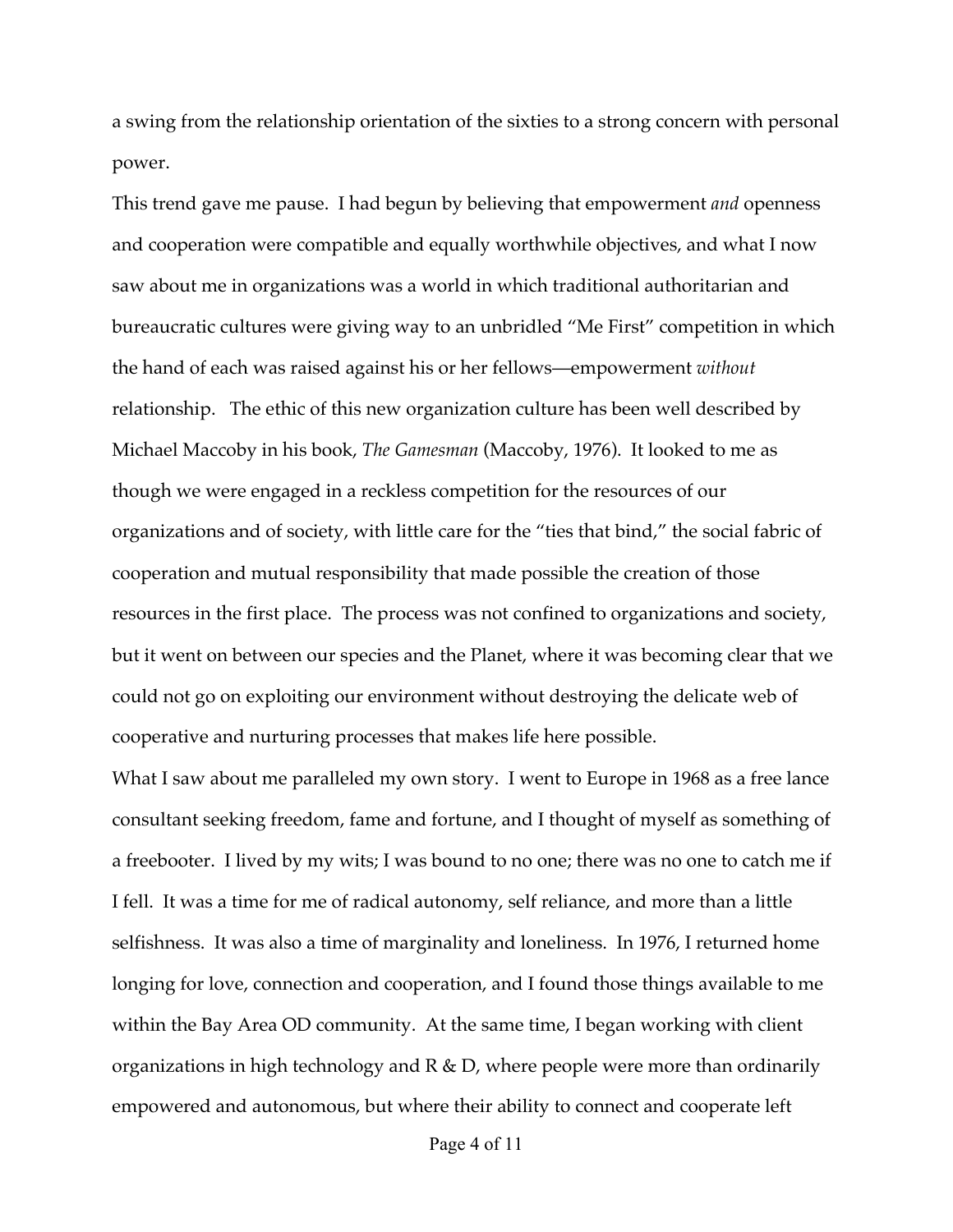a swing from the relationship orientation of the sixties to a strong concern with personal power.

This trend gave me pause. I had begun by believing that empowerment *and* openness and cooperation were compatible and equally worthwhile objectives, and what I now saw about me in organizations was a world in which traditional authoritarian and bureaucratic cultures were giving way to an unbridled "Me First" competition in which the hand of each was raised against his or her fellows—empowerment *without* relationship. The ethic of this new organization culture has been well described by Michael Maccoby in his book, *The Gamesman* (Maccoby, 1976). It looked to me as though we were engaged in a reckless competition for the resources of our organizations and of society, with little care for the "ties that bind," the social fabric of cooperation and mutual responsibility that made possible the creation of those resources in the first place. The process was not confined to organizations and society, but it went on between our species and the Planet, where it was becoming clear that we could not go on exploiting our environment without destroying the delicate web of cooperative and nurturing processes that makes life here possible.

What I saw about me paralleled my own story. I went to Europe in 1968 as a free lance consultant seeking freedom, fame and fortune, and I thought of myself as something of a freebooter. I lived by my wits; I was bound to no one; there was no one to catch me if I fell. It was a time for me of radical autonomy, self reliance, and more than a little selfishness. It was also a time of marginality and loneliness. In 1976, I returned home longing for love, connection and cooperation, and I found those things available to me within the Bay Area OD community. At the same time, I began working with client organizations in high technology and R & D, where people were more than ordinarily empowered and autonomous, but where their ability to connect and cooperate left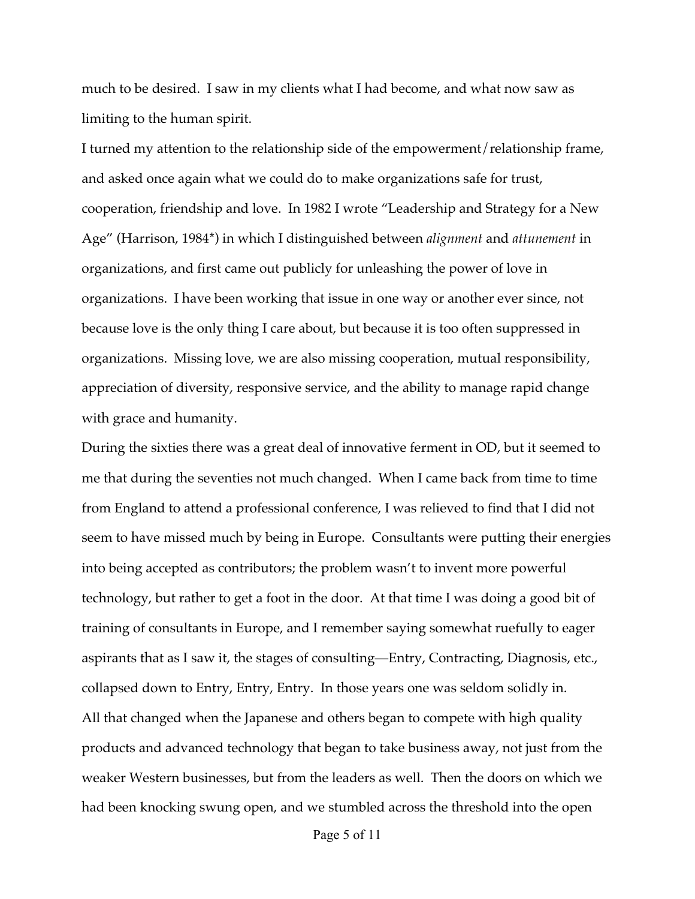much to be desired. I saw in my clients what I had become, and what now saw as limiting to the human spirit.

I turned my attention to the relationship side of the empowerment/relationship frame, and asked once again what we could do to make organizations safe for trust, cooperation, friendship and love. In 1982 I wrote "Leadership and Strategy for a New Age" (Harrison, 1984*) in which I distinguished between *alignment* and *attunement* in organizations, and first came out publicly for unleashing the power of love in organizations. I have been working that issue in one way or another ever since, not because love is the only thing I care about, but because it is too often suppressed in organizations. Missing love, we are also missing cooperation, mutual responsibility, appreciation of diversity, responsive service, and the ability to manage rapid change with grace and humanity.

During the sixties there was a great deal of innovative ferment in OD, but it seemed to me that during the seventies not much changed. When I came back from time to time from England to attend a professional conference, I was relieved to find that I did not seem to have missed much by being in Europe. Consultants were putting their energies into being accepted as contributors; the problem wasn't to invent more powerful technology, but rather to get a foot in the door. At that time I was doing a good bit of training of consultants in Europe, and I remember saying somewhat ruefully to eager aspirants that as I saw it, the stages of consulting—Entry, Contracting, Diagnosis, etc., collapsed down to Entry, Entry, Entry. In those years one was seldom solidly in.

All that changed when the Japanese and others began to compete with high quality products and advanced technology that began to take business away, not just from the weaker Western businesses, but from the leaders as well. Then the doors on which we had been knocking swung open, and we stumbled across the threshold into the open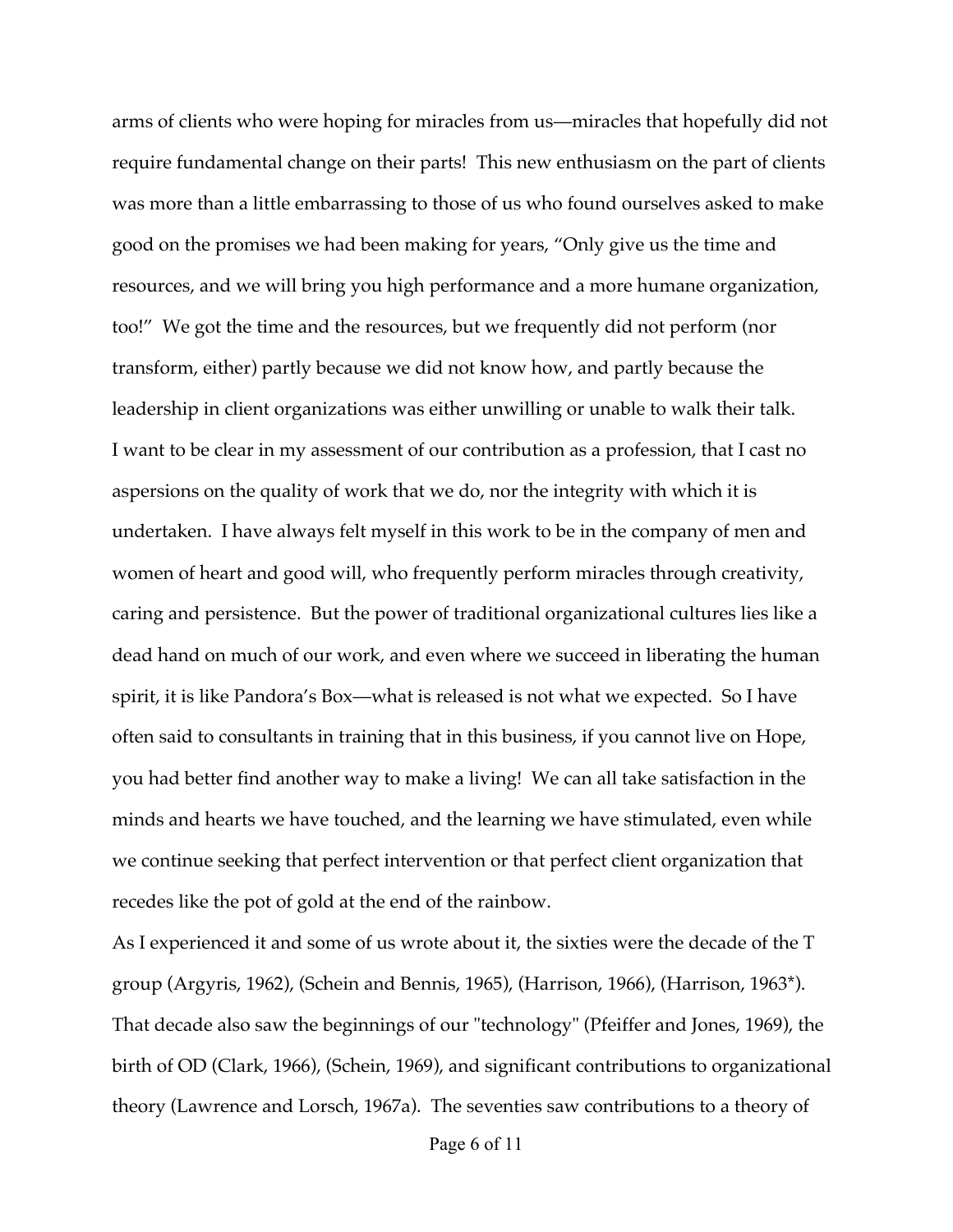arms of clients who were hoping for miracles from us—miracles that hopefully did not require fundamental change on their parts! This new enthusiasm on the part of clients was more than a little embarrassing to those of us who found ourselves asked to make good on the promises we had been making for years, "Only give us the time and resources, and we will bring you high performance and a more humane organization, too!" We got the time and the resources, but we frequently did not perform (nor transform, either) partly because we did not know how, and partly because the leadership in client organizations was either unwilling or unable to walk their talk.

I want to be clear in my assessment of our contribution as a profession, that I cast no aspersions on the quality of work that we do, nor the integrity with which it is undertaken. I have always felt myself in this work to be in the company of men and women of heart and good will, who frequently perform miracles through creativity, caring and persistence. But the power of traditional organizational cultures lies like a dead hand on much of our work, and even where we succeed in liberating the human spirit, it is like Pandora's Box—what is released is not what we expected. So I have often said to consultants in training that in this business, if you cannot live on Hope, you had better find another way to make a living! We can all take satisfaction in the minds and hearts we have touched, and the learning we have stimulated, even while we continue seeking that perfect intervention or that perfect client organization that recedes like the pot of gold at the end of the rainbow.

As I experienced it and some of us wrote about it, the sixties were the decade of the T group (Argyris, 1962), (Schein and Bennis, 1965), (Harrison, 1966), (Harrison, 1963*). That decade also saw the beginnings of our "technology" (Pfeiffer and Jones, 1969), the birth of OD (Clark, 1966), (Schein, 1969), and significant contributions to organizational theory (Lawrence and Lorsch, 1967a). The seventies saw contributions to a theory of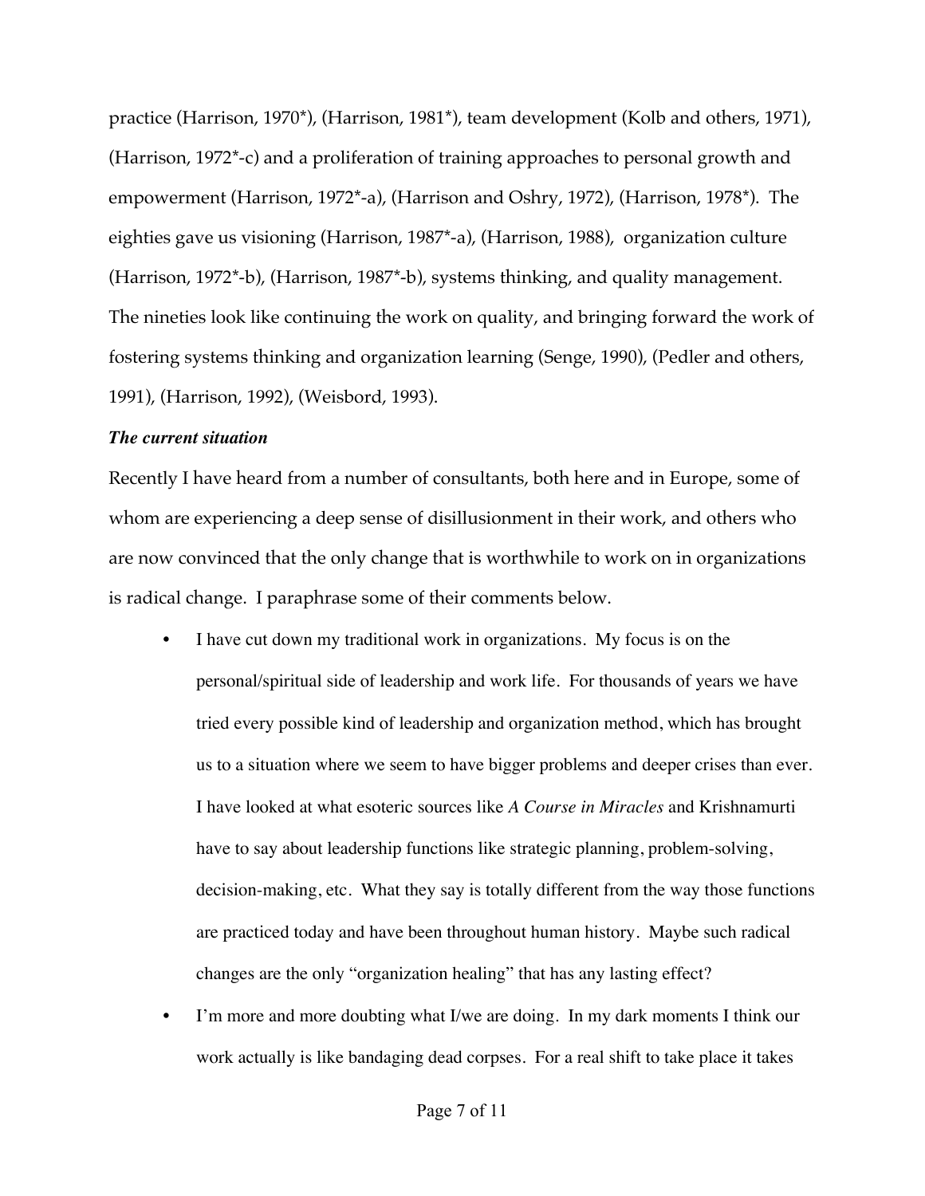practice (Harrison, 1970*), (Harrison, 1981*), team development (Kolb and others, 1971), (Harrison, 1972*-c) and a proliferation of training approaches to personal growth and empowerment (Harrison, 1972*-a), (Harrison and Oshry, 1972), (Harrison, 1978*). The eighties gave us visioning (Harrison, 1987*-a), (Harrison, 1988), organization culture (Harrison, 1972*-b), (Harrison, 1987*-b), systems thinking, and quality management. The nineties look like continuing the work on quality, and bringing forward the work of fostering systems thinking and organization learning (Senge, 1990), (Pedler and others, 1991), (Harrison, 1992), (Weisbord, 1993).

***The current situation***

Recently I have heard from a number of consultants, both here and in Europe, some of whom are experiencing a deep sense of disillusionment in their work, and others who are now convinced that the only change that is worthwhile to work on in organizations is radical change. I paraphrase some of their comments below.

- I have cut down my traditional work in organizations. My focus is on the personal/spiritual side of leadership and work life. For thousands of years we have tried every possible kind of leadership and organization method, which has brought us to a situation where we seem to have bigger problems and deeper crises than ever. I have looked at what esoteric sources like *A Course in Miracles* and Krishnamurti have to say about leadership functions like strategic planning, problem-solving, decision-making, etc. What they say is totally different from the way those functions are practiced today and have been throughout human history. Maybe such radical changes are the only "organization healing" that has any lasting effect?
- I'm more and more doubting what I/we are doing. In my dark moments I think our work actually is like bandaging dead corpses. For a real shift to take place it takes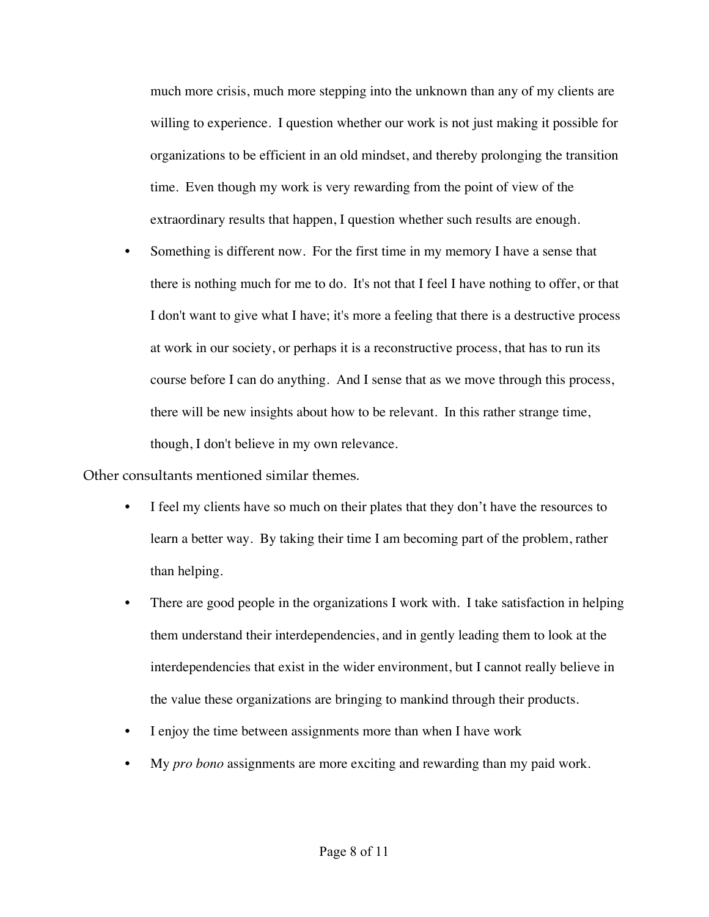much more crisis, much more stepping into the unknown than any of my clients are willing to experience. I question whether our work is not just making it possible for organizations to be efficient in an old mindset, and thereby prolonging the transition time. Even though my work is very rewarding from the point of view of the extraordinary results that happen, I question whether such results are enough.

- Something is different now. For the first time in my memory I have a sense that there is nothing much for me to do. It's not that I feel I have nothing to offer, or that I don't want to give what I have; it's more a feeling that there is a destructive process at work in our society, or perhaps it is a reconstructive process, that has to run its course before I can do anything. And I sense that as we move through this process, there will be new insights about how to be relevant. In this rather strange time, though, I don't believe in my own relevance.

Other consultants mentioned similar themes.

- I feel my clients have so much on their plates that they don't have the resources to learn a better way. By taking their time I am becoming part of the problem, rather than helping.
- There are good people in the organizations I work with. I take satisfaction in helping them understand their interdependencies, and in gently leading them to look at the interdependencies that exist in the wider environment, but I cannot really believe in the value these organizations are bringing to mankind through their products.
- I enjoy the time between assignments more than when I have work
- My *pro bono* assignments are more exciting and rewarding than my paid work.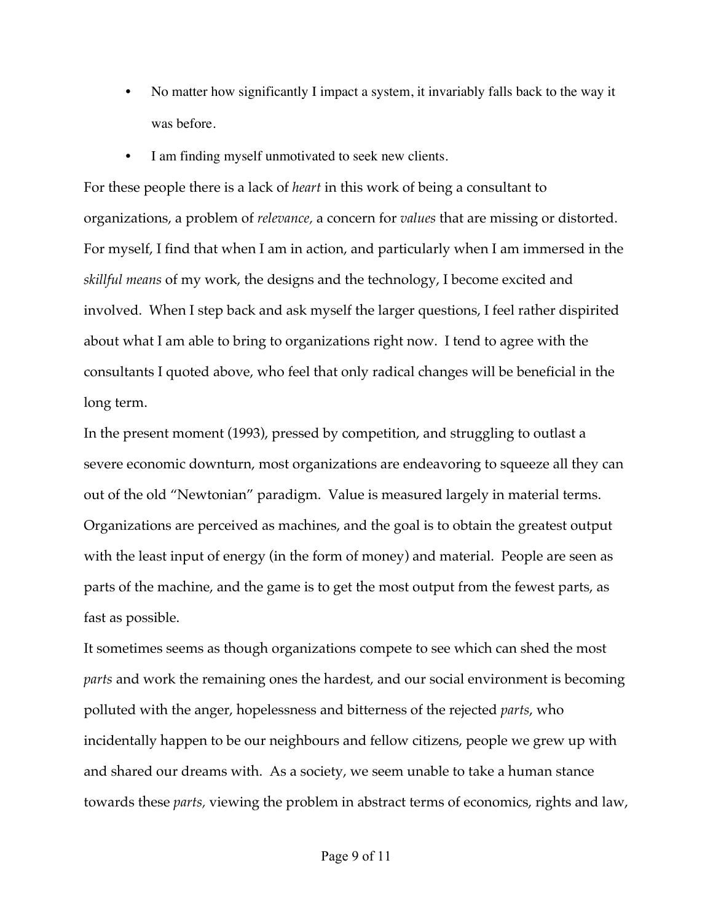- No matter how significantly I impact a system, it invariably falls back to the way it was before.
- I am finding myself unmotivated to seek new clients.

For these people there is a lack of *heart* in this work of being a consultant to organizations, a problem of *relevance,* a concern for *values* that are missing or distorted. For myself, I find that when I am in action, and particularly when I am immersed in the *skillful means* of my work, the designs and the technology, I become excited and involved. When I step back and ask myself the larger questions, I feel rather dispirited about what I am able to bring to organizations right now. I tend to agree with the consultants I quoted above, who feel that only radical changes will be beneficial in the long term.

In the present moment (1993), pressed by competition, and struggling to outlast a severe economic downturn, most organizations are endeavoring to squeeze all they can out of the old "Newtonian" paradigm. Value is measured largely in material terms. Organizations are perceived as machines, and the goal is to obtain the greatest output with the least input of energy (in the form of money) and material. People are seen as parts of the machine, and the game is to get the most output from the fewest parts, as fast as possible.

It sometimes seems as though organizations compete to see which can shed the most *parts* and work the remaining ones the hardest, and our social environment is becoming polluted with the anger, hopelessness and bitterness of the rejected *parts*, who incidentally happen to be our neighbours and fellow citizens, people we grew up with and shared our dreams with. As a society, we seem unable to take a human stance towards these *parts,* viewing the problem in abstract terms of economics, rights and law,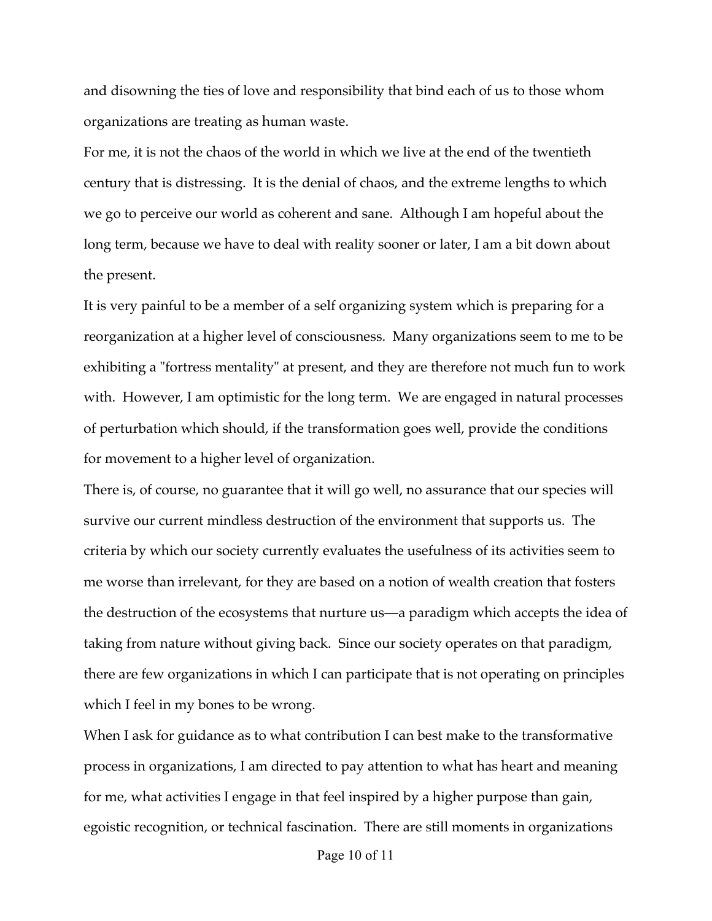and disowning the ties of love and responsibility that bind each of us to those whom organizations are treating as human waste.

For me, it is not the chaos of the world in which we live at the end of the twentieth century that is distressing. It is the denial of chaos, and the extreme lengths to which we go to perceive our world as coherent and sane. Although I am hopeful about the long term, because we have to deal with reality sooner or later, I am a bit down about the present.

It is very painful to be a member of a self organizing system which is preparing for a reorganization at a higher level of consciousness. Many organizations seem to me to be exhibiting a "fortress mentality" at present, and they are therefore not much fun to work with. However, I am optimistic for the long term. We are engaged in natural processes of perturbation which should, if the transformation goes well, provide the conditions for movement to a higher level of organization.

There is, of course, no guarantee that it will go well, no assurance that our species will survive our current mindless destruction of the environment that supports us. The criteria by which our society currently evaluates the usefulness of its activities seem to me worse than irrelevant, for they are based on a notion of wealth creation that fosters the destruction of the ecosystems that nurture us—a paradigm which accepts the idea of taking from nature without giving back. Since our society operates on that paradigm, there are few organizations in which I can participate that is not operating on principles which I feel in my bones to be wrong.

When I ask for guidance as to what contribution I can best make to the transformative process in organizations, I am directed to pay attention to what has heart and meaning for me, what activities I engage in that feel inspired by a higher purpose than gain, egoistic recognition, or technical fascination. There are still moments in organizations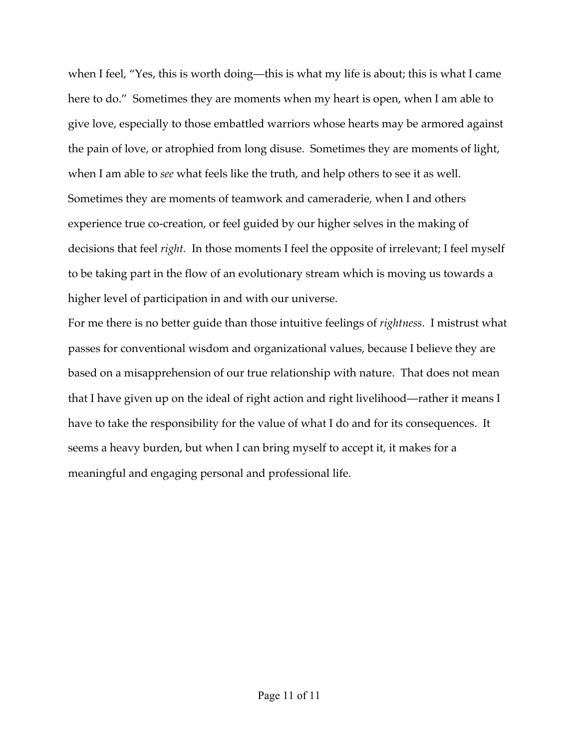when I feel, "Yes, this is worth doing—this is what my life is about; this is what I came here to do." Sometimes they are moments when my heart is open, when I am able to give love, especially to those embattled warriors whose hearts may be armored against the pain of love, or atrophied from long disuse. Sometimes they are moments of light, when I am able to *see* what feels like the truth, and help others to see it as well. Sometimes they are moments of teamwork and cameraderie, when I and others experience true co-creation, or feel guided by our higher selves in the making of decisions that feel *right.* In those moments I feel the opposite of irrelevant; I feel myself to be taking part in the flow of an evolutionary stream which is moving us towards a higher level of participation in and with our universe.

For me there is no better guide than those intuitive feelings of *rightness*. I mistrust what passes for conventional wisdom and organizational values, because I believe they are based on a misapprehension of our true relationship with nature. That does not mean that I have given up on the ideal of right action and right livelihood—rather it means I have to take the responsibility for the value of what I do and for its consequences. It seems a heavy burden, but when I can bring myself to accept it, it makes for a meaningful and engaging personal and professional life.